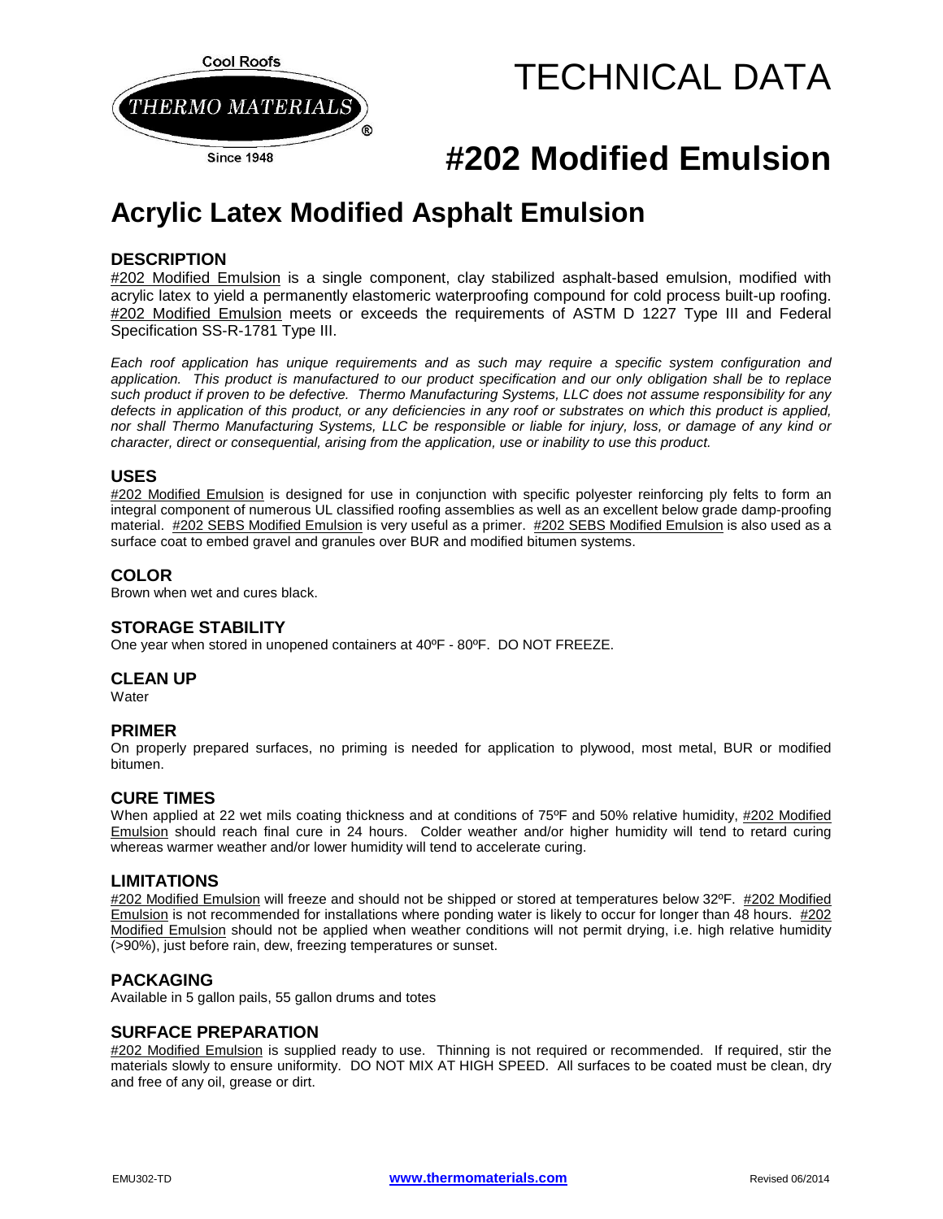Cool Roofs

THERMO MATERIALS®

Since 1948

# TECHNICAL DATA

# #202 Modified Emulsion

## Acrylic Latex Modified Asphalt Emulsion

### DESCRIPTION

#202 Modified Emulsion is a single component, clay stabilized asphalt-based emulsion, modified with acrylic latex to yield a permanently elastomeric waterproofing compound for cold process built-up roofing. #202 Modified Emulsion meets or exceeds the requirements of ASTM D 1227 Type III and Federal Specification SS-R-1781 Type III.

*Each roof application has unique requirements and as such may require a specific system configuration and application. This product is manufactured to our product specification and our only obligation shall be to replace such product if proven to be defective. Thermo Manufacturing Systems, LLC does not assume responsibility for any defects in application of this product, or any deficiencies in any roof or substrates on which this product is applied, nor shall Thermo Manufacturing Systems, LLC be responsible or liable for injury, loss, or damage of any kind or character, direct or consequential, arising from the application, use or inability to use this product.*

### USES

#202 Modified Emulsion is designed for use in conjunction with specific polyester reinforcing ply felts to form an integral component of numerous UL classified roofing assemblies as well as an excellent below grade damp-proofing material. #202 SEBS Modified Emulsion is very useful as a primer. #202 SEBS Modified Emulsion is also used as a surface coat to embed gravel and granules over BUR and modified bitumen systems.

### COLOR

Brown when wet and cures black.

### STORAGE STABILITY

One year when stored in unopened containers at 40ºF - 80ºF. DO NOT FREEZE.

### CLEAN UP

Water

### PRIMER

On properly prepared surfaces, no priming is needed for application to plywood, most metal, BUR or modified bitumen.

### CURE TIMES

When applied at 22 wet mils coating thickness and at conditions of 75ºF and 50% relative humidity, #202 Modified Emulsion should reach final cure in 24 hours. Colder weather and/or higher humidity will tend to retard curing whereas warmer weather and/or lower humidity will tend to accelerate curing.

### LIMITATIONS

#202 Modified Emulsion will freeze and should not be shipped or stored at temperatures below 32ºF. #202 Modified Emulsion is not recommended for installations where ponding water is likely to occur for longer than 48 hours. #202 Modified Emulsion should not be applied when weather conditions will not permit drying, i.e. high relative humidity (>90%), just before rain, dew, freezing temperatures or sunset.

### PACKAGING

Available in 5 gallon pails, 55 gallon drums and totes

### SURFACE PREPARATION

#202 Modified Emulsion is supplied ready to use. Thinning is not required or recommended. If required, stir the materials slowly to ensure uniformity. DO NOT MIX AT HIGH SPEED. All surfaces to be coated must be clean, dry and free of any oil, grease or dirt.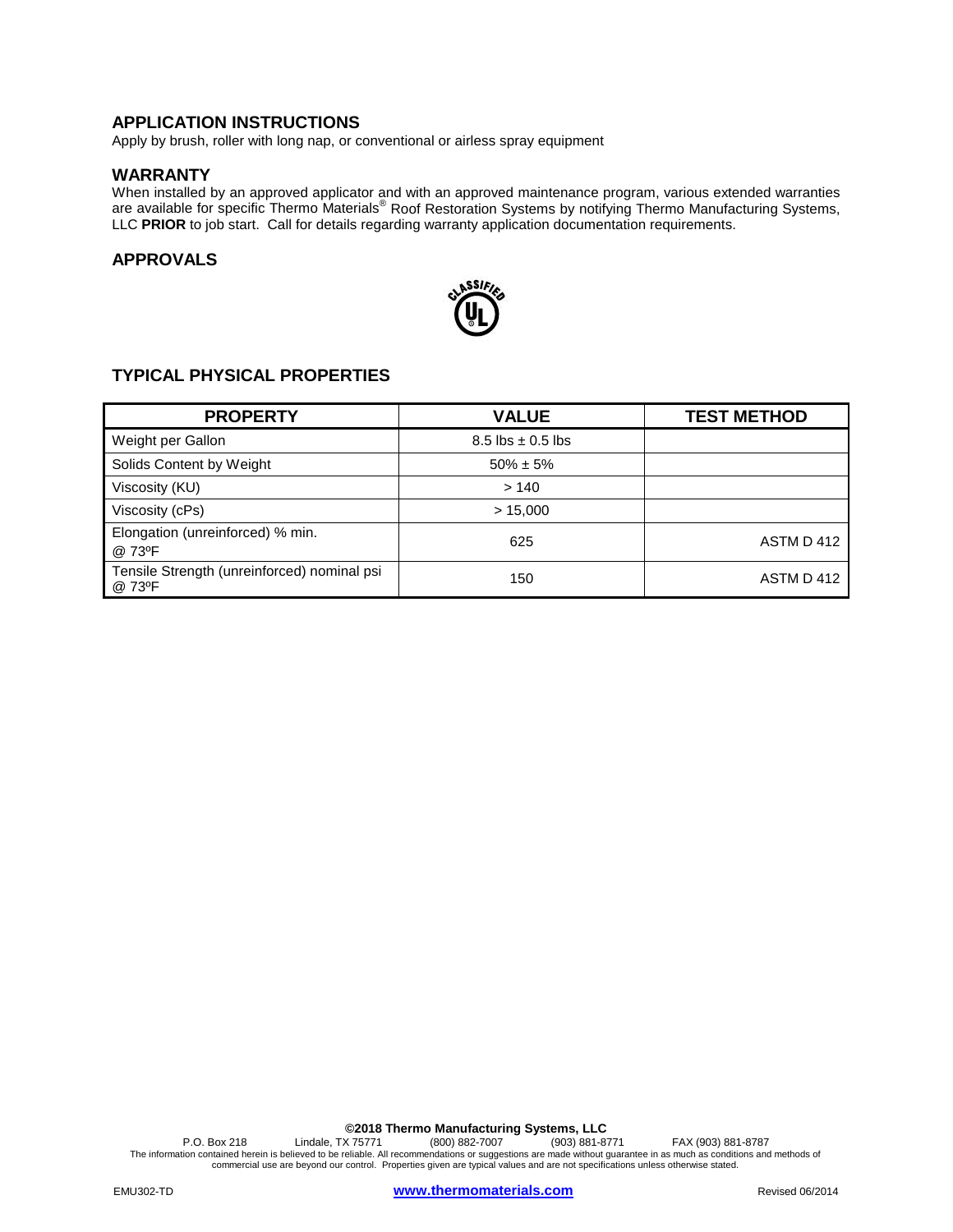## APPLICATION INSTRUCTIONS

Apply by brush, roller with long nap, or conventional or airless spray equipment

## WARRANTY

When installed by an approved applicator and with an approved maintenance program, various extended warranties are available for specific Thermo Materials® Roof Restoration Systems by notifying Thermo Manufacturing Systems, LLC **PRIOR** to job start. Call for details regarding warranty application documentation requirements.

## APPROVALS

## TYPICAL PHYSICAL PROPERTIES

| PROPERTY | VALUE | TEST METHOD |
|---|---|---|
| Weight per Gallon | 8.5 lbs ± 0.5 lbs | |
| Solids Content by Weight | 50% ± 5% | |
| Viscosity (KU) | > 140 | |
| Viscosity (cPs) | > 15,000 | |
| Elongation (unreinforced) % min. @ 73ºF | 625 | ASTM D 412 |
| Tensile Strength (unreinforced) nominal psi @ 73ºF | 150 | ASTM D 412 |

**©2018 Thermo Manufacturing Systems, LLC**

P.O. Box 218 Lindale, TX 75771 (800) 882-7007 (903) 881-8771 FAX (903) 881-8787

The information contained herein is believed to be reliable. All recommendations or suggestions are made without guarantee in as much as conditions and methods of commercial use are beyond our control. Properties given are typical values and are not specifications unless otherwise stated.

EMU302-TD **www.thermomaterials.com** Revised 06/2014